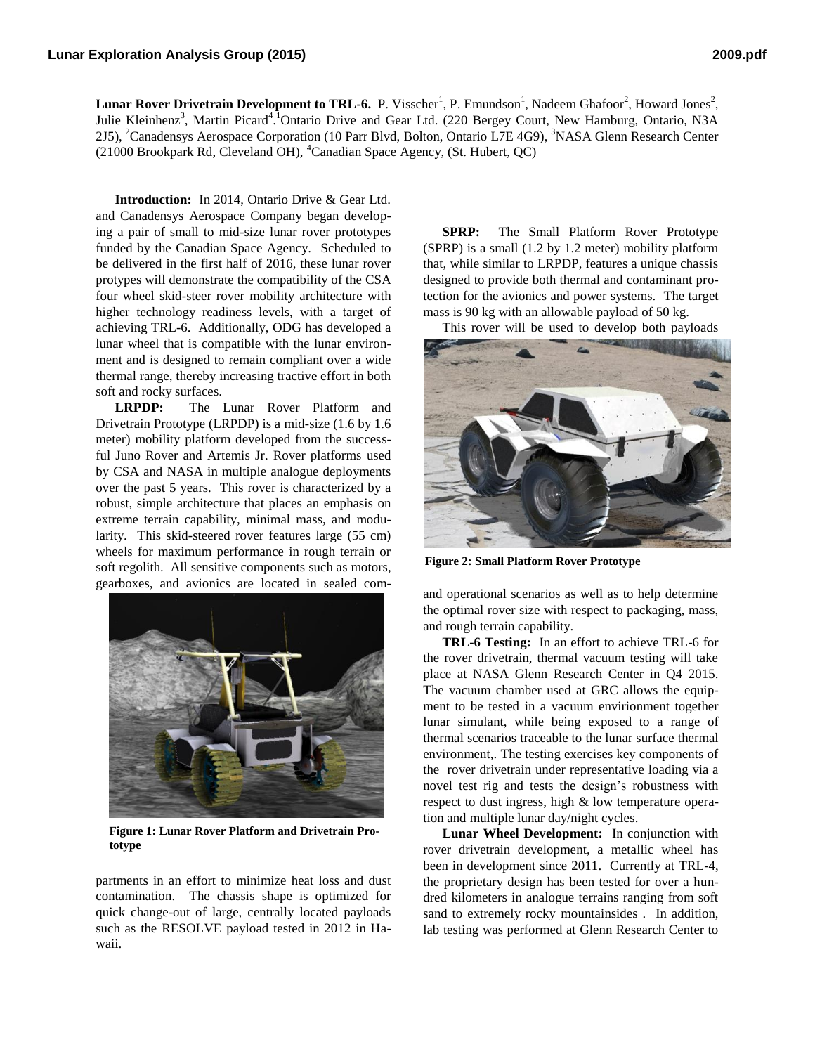**Lunar Rover Drivetrain Development to TRL-6.** P. Visscher[1], P. Emundson[1], Nadeem Ghafoor[2], Howard Jones[2], Julie Kleinhenz[3], Martin Picard[4]. [1]Ontario Drive and Gear Ltd. (220 Bergey Court, New Hamburg, Ontario, N3A 2J5), [2]Canadensys Aerospace Corporation (10 Parr Blvd, Bolton, Ontario L7E 4G9), [3]NASA Glenn Research Center (21000 Brookpark Rd, Cleveland OH), [4]Canadian Space Agency, (St. Hubert, QC)

**Introduction:** In 2014, Ontario Drive & Gear Ltd. and Canadensys Aerospace Company began developing a pair of small to mid-size lunar rover prototypes funded by the Canadian Space Agency. Scheduled to be delivered in the first half of 2016, these lunar rover protypes will demonstrate the compatibility of the CSA four wheel skid-steer rover mobility architecture with higher technology readiness levels, with a target of achieving TRL-6. Additionally, ODG has developed a lunar wheel that is compatible with the lunar environment and is designed to remain compliant over a wide thermal range, thereby increasing tractive effort in both soft and rocky surfaces.

**LRPDP:** The Lunar Rover Platform and Drivetrain Prototype (LRPDP) is a mid-size (1.6 by 1.6 meter) mobility platform developed from the successful Juno Rover and Artemis Jr. Rover platforms used by CSA and NASA in multiple analogue deployments over the past 5 years. This rover is characterized by a robust, simple architecture that places an emphasis on extreme terrain capability, minimal mass, and modularity. This skid-steered rover features large (55 cm) wheels for maximum performance in rough terrain or soft regolith. All sensitive components such as motors, gearboxes, and avionics are located in sealed compartments in an effort to minimize heat loss and dust contamination. The chassis shape is optimized for quick change-out of large, centrally located payloads such as the RESOLVE payload tested in 2012 in Hawaii.

**Figure 1: Lunar Rover Platform and Drivetrain Prototype**

**SPRP:** The Small Platform Rover Prototype (SPRP) is a small (1.2 by 1.2 meter) mobility platform that, while similar to LRPDP, features a unique chassis designed to provide both thermal and contaminant protection for the avionics and power systems. The target mass is 90 kg with an allowable payload of 50 kg.

This rover will be used to develop both payloads and operational scenarios as well as to help determine the optimal rover size with respect to packaging, mass, and rough terrain capability.

**Figure 2: Small Platform Rover Prototype**

**TRL-6 Testing:** In an effort to achieve TRL-6 for the rover drivetrain, thermal vacuum testing will take place at NASA Glenn Research Center in Q4 2015. The vacuum chamber used at GRC allows the equipment to be tested in a vacuum envirionment together lunar simulant, while being exposed to a range of thermal scenarios traceable to the lunar surface thermal environment,. The testing exercises key components of the rover drivetrain under representative loading via a novel test rig and tests the design's robustness with respect to dust ingress, high & low temperature operation and multiple lunar day/night cycles.

**Lunar Wheel Development:** In conjunction with rover drivetrain development, a metallic wheel has been in development since 2011. Currently at TRL-4, the proprietary design has been tested for over a hundred kilometers in analogue terrains ranging from soft sand to extremely rocky mountainsides . In addition, lab testing was performed at Glenn Research Center to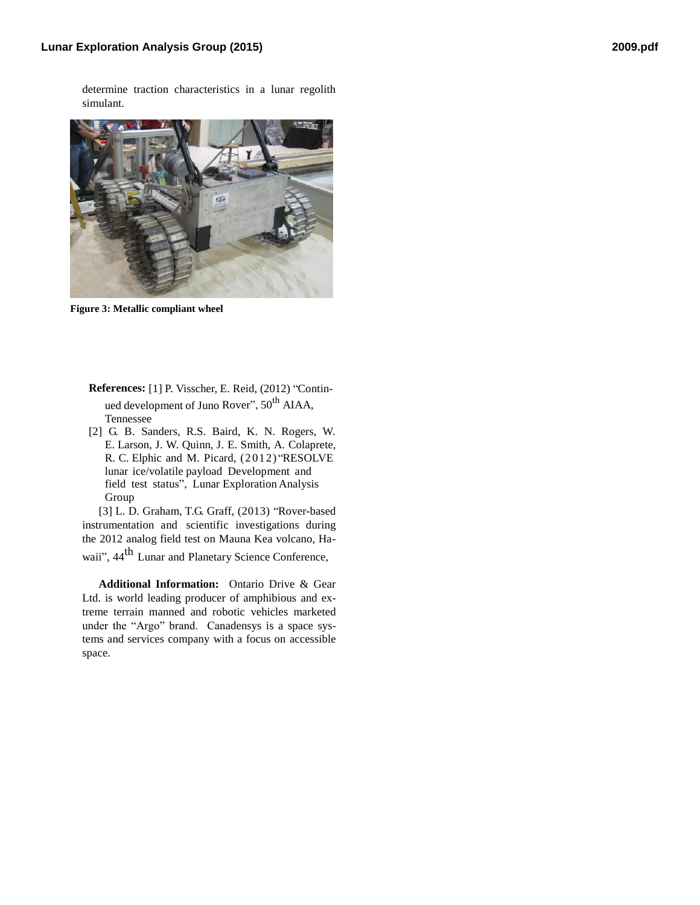determine traction characteristics in a lunar regolith simulant.

Figure 3: Metallic compliant wheel

**References:** [1] P. Visscher, E. Reid, (2012) "Continued development of Juno Rover", 50th AIAA, Tennessee

[2] G. B. Sanders, R.S. Baird, K. N. Rogers, W. E. Larson, J. W. Quinn, J. E. Smith, A. Colaprete, R. C. Elphic and M. Picard, (2012) "RESOLVE lunar ice/volatile payload Development and field test status", Lunar Exploration Analysis Group

[3] L. D. Graham, T.G. Graff, (2013) "Rover-based instrumentation and scientific investigations during the 2012 analog field test on Mauna Kea volcano, Hawaii", 44th Lunar and Planetary Science Conference,

**Additional Information:** Ontario Drive & Gear Ltd. is world leading producer of amphibious and extreme terrain manned and robotic vehicles marketed under the "Argo" brand. Canadensys is a space systems and services company with a focus on accessible space.